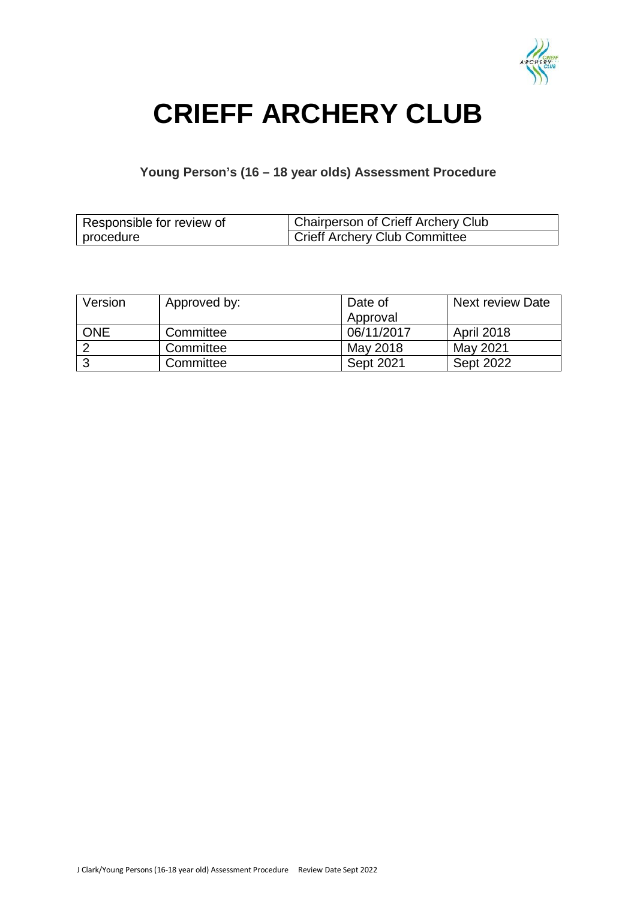# CRIEFF ARCHERY CLUB

### Young Person's (16 – 18 year olds) Assessment Procedure

| Responsible for review of procedure | Chairperson of Crieff Archery Club |
|---|---|
| | Crieff Archery Club Committee |

| Version | Approved by: | Date of Approval | Next review Date |
|---|---|---|---|
| ONE | Committee | 06/11/2017 | April 2018 |
| 2 | Committee | May 2018 | May 2021 |
| 3 | Committee | Sept 2021 | Sept 2022 |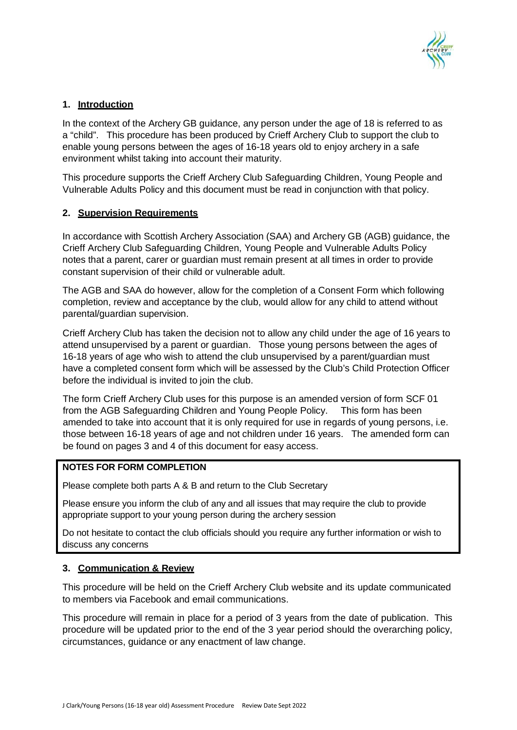## 1. Introduction

In the context of the Archery GB guidance, any person under the age of 18 is referred to as a "child". This procedure has been produced by Crieff Archery Club to support the club to enable young persons between the ages of 16-18 years old to enjoy archery in a safe environment whilst taking into account their maturity.

This procedure supports the Crieff Archery Club Safeguarding Children, Young People and Vulnerable Adults Policy and this document must be read in conjunction with that policy.

## 2. Supervision Requirements

In accordance with Scottish Archery Association (SAA) and Archery GB (AGB) guidance, the Crieff Archery Club Safeguarding Children, Young People and Vulnerable Adults Policy notes that a parent, carer or guardian must remain present at all times in order to provide constant supervision of their child or vulnerable adult.

The AGB and SAA do however, allow for the completion of a Consent Form which following completion, review and acceptance by the club, would allow for any child to attend without parental/guardian supervision.

Crieff Archery Club has taken the decision not to allow any child under the age of 16 years to attend unsupervised by a parent or guardian. Those young persons between the ages of 16-18 years of age who wish to attend the club unsupervised by a parent/guardian must have a completed consent form which will be assessed by the Club's Child Protection Officer before the individual is invited to join the club.

The form Crieff Archery Club uses for this purpose is an amended version of form SCF 01 from the AGB Safeguarding Children and Young People Policy. This form has been amended to take into account that it is only required for use in regards of young persons, i.e. those between 16-18 years of age and not children under 16 years. The amended form can be found on pages 3 and 4 of this document for easy access.

**NOTES FOR FORM COMPLETION**

Please complete both parts A & B and return to the Club Secretary

Please ensure you inform the club of any and all issues that may require the club to provide appropriate support to your young person during the archery session

Do not hesitate to contact the club officials should you require any further information or wish to discuss any concerns

## 3. Communication & Review

This procedure will be held on the Crieff Archery Club website and its update communicated to members via Facebook and email communications.

This procedure will remain in place for a period of 3 years from the date of publication. This procedure will be updated prior to the end of the 3 year period should the overarching policy, circumstances, guidance or any enactment of law change.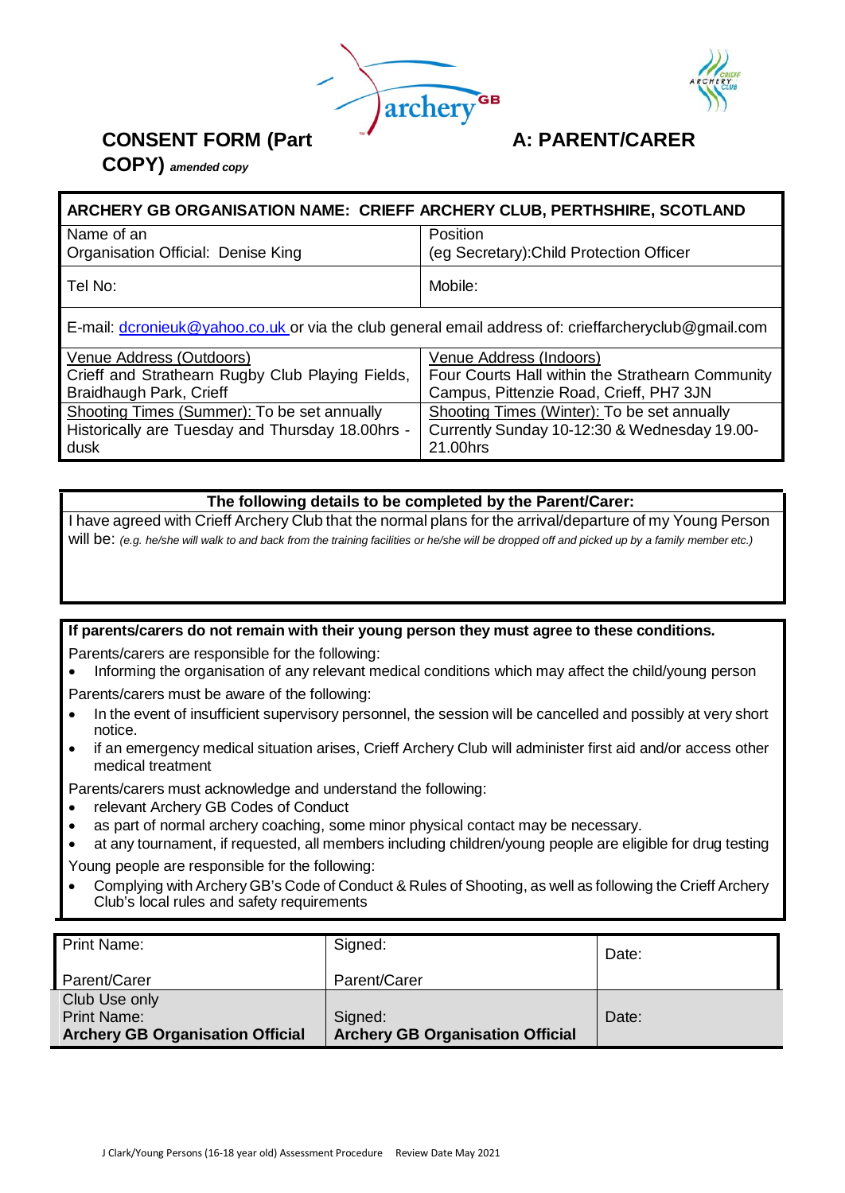# CONSENT FORM (Part A: PARENT/CARER COPY) *amended copy*

| ARCHERY GB ORGANISATION NAME: CRIEFF ARCHERY CLUB, PERTHSHIRE, SCOTLAND | |
|---|---|
| Name of an Organisation Official: Denise King | Position (eg Secretary):Child Protection Officer |
| Tel No: | Mobile: |
| E-mail: dcronieuk@yahoo.co.uk or via the club general email address of: crieffarcheryclub@gmail.com | |
| Venue Address (Outdoors) Crieff and Strathearn Rugby Club Playing Fields, Braidhaugh Park, Crieff | Venue Address (Indoors) Four Courts Hall within the Strathearn Community Campus, Pittenzie Road, Crieff, PH7 3JN |
| Shooting Times (Summer): To be set annually Historically are Tuesday and Thursday 18.00hrs - dusk | Shooting Times (Winter): To be set annually Currently Sunday 10-12:30 & Wednesday 19.00-21.00hrs |

**The following details to be completed by the Parent/Carer:**

I have agreed with Crieff Archery Club that the normal plans for the arrival/departure of my Young Person will be: *(e.g. he/she will walk to and back from the training facilities or he/she will be dropped off and picked up by a family member etc.)*

**If parents/carers do not remain with their young person they must agree to these conditions.**

Parents/carers are responsible for the following:

- Informing the organisation of any relevant medical conditions which may affect the child/young person

Parents/carers must be aware of the following:

- In the event of insufficient supervisory personnel, the session will be cancelled and possibly at very short notice.
- if an emergency medical situation arises, Crieff Archery Club will administer first aid and/or access other medical treatment

Parents/carers must acknowledge and understand the following:

- relevant Archery GB Codes of Conduct
- as part of normal archery coaching, some minor physical contact may be necessary.
- at any tournament, if requested, all members including children/young people are eligible for drug testing

Young people are responsible for the following:

- Complying with Archery GB's Code of Conduct & Rules of Shooting, as well as following the Crieff Archery Club's local rules and safety requirements

| Print Name: Parent/Carer | Signed: Parent/Carer | Date: |
|---|---|---|
| Club Use only Print Name: **Archery GB Organisation Official** | Signed: **Archery GB Organisation Official** | Date: |

J Clark/Young Persons (16-18 year old) Assessment Procedure Review Date May 2021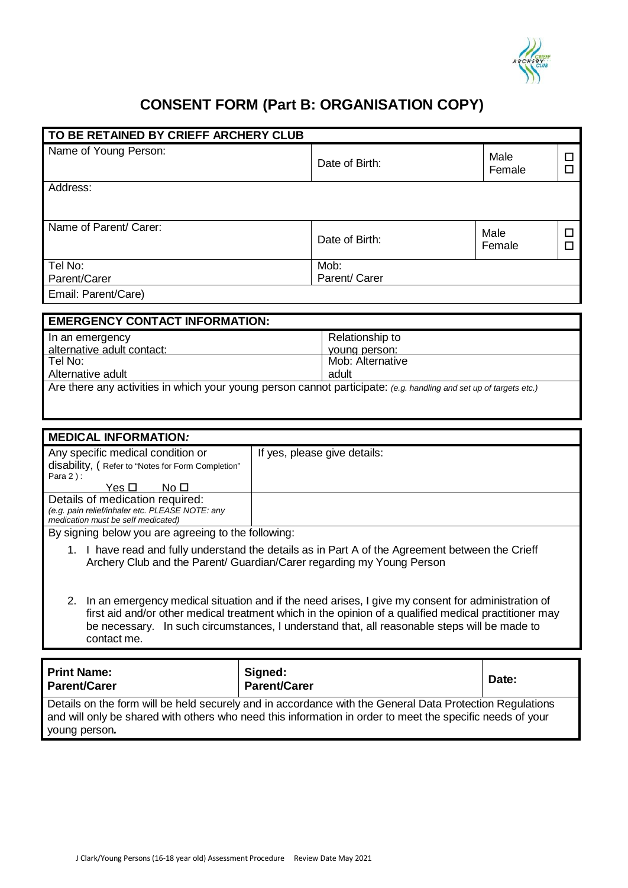# CONSENT FORM (Part B: ORGANISATION COPY)

| TO BE RETAINED BY CRIEFF ARCHERY CLUB | | | |
|---|---|---|---|
| Name of Young Person: | Date of Birth: | Male<br>Female | ☐<br>☐ |
| Address: | | | |
| Name of Parent/ Carer: | Date of Birth: | Male<br>Female | ☐<br>☐ |
| Tel No:<br>Parent/Carer | Mob:<br>Parent/ Carer | | |
| Email: Parent/Care) | | | |

| EMERGENCY CONTACT INFORMATION: | |
|---|---|
| In an emergency<br>alternative adult contact: | Relationship to<br>young person: |
| Tel No:<br>Alternative adult | Mob: Alternative<br>adult |
| Are there any activities in which your young person cannot participate: *(e.g. handling and set up of targets etc.)* | |

| MEDICAL INFORMATION*:* | |
|---|---|
| Any specific medical condition or disability, ( Refer to "Notes for Form Completion" Para 2 ) :<br>Yes ☐ No ☐ | If yes, please give details: |
| Details of medication required:<br>*(e.g. pain relief/inhaler etc. PLEASE NOTE: any medication must be self medicated)* | |

By signing below you are agreeing to the following:

1. I have read and fully understand the details as in Part A of the Agreement between the Crieff Archery Club and the Parent/ Guardian/Carer regarding my Young Person
2. In an emergency medical situation and if the need arises, I give my consent for administration of first aid and/or other medical treatment which in the opinion of a qualified medical practitioner may be necessary. In such circumstances, I understand that, all reasonable steps will be made to contact me.

| **Print Name:**<br>**Parent/Carer** | **Signed:**<br>**Parent/Carer** | **Date:** |
|---|---|---|
| Details on the form will be held securely and in accordance with the General Data Protection Regulations and will only be shared with others who need this information in order to meet the specific needs of your young person***.*** | | |

J Clark/Young Persons (16-18 year old) Assessment Procedure Review Date May 2021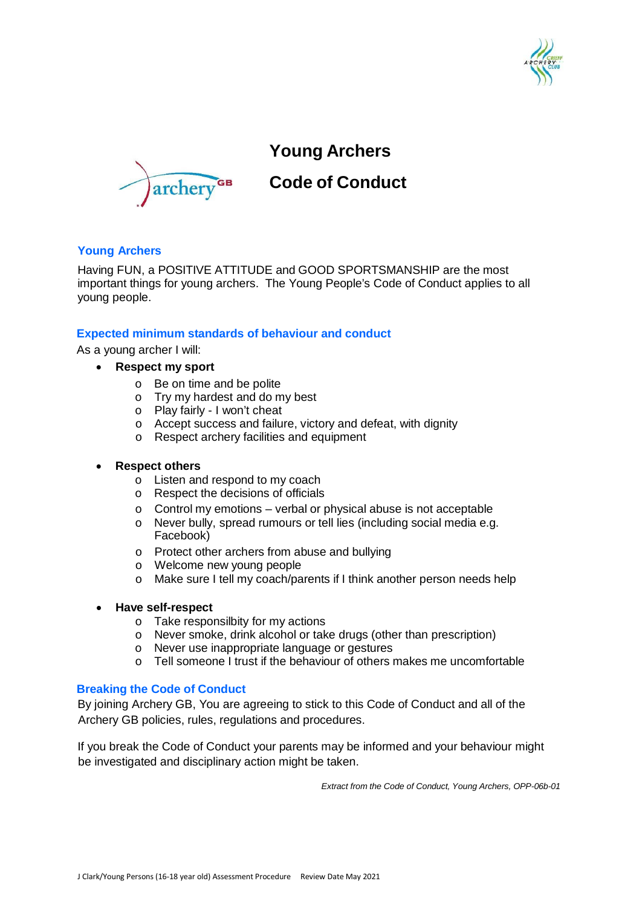# Young Archers

# Code of Conduct

## Young Archers

Having FUN, a POSITIVE ATTITUDE and GOOD SPORTSMANSHIP are the most important things for young archers. The Young People's Code of Conduct applies to all young people.

## Expected minimum standards of behaviour and conduct

As a young archer I will:

- **Respect my sport**
  - Be on time and be polite
  - Try my hardest and do my best
  - Play fairly - I won't cheat
  - Accept success and failure, victory and defeat, with dignity
  - Respect archery facilities and equipment

- **Respect others**
  - Listen and respond to my coach
  - Respect the decisions of officials
  - Control my emotions – verbal or physical abuse is not acceptable
  - Never bully, spread rumours or tell lies (including social media e.g. Facebook)
  - Protect other archers from abuse and bullying
  - Welcome new young people
  - Make sure I tell my coach/parents if I think another person needs help

- **Have self-respect**
  - Take responsilbity for my actions
  - Never smoke, drink alcohol or take drugs (other than prescription)
  - Never use inappropriate language or gestures
  - Tell someone I trust if the behaviour of others makes me uncomfortable

## Breaking the Code of Conduct

By joining Archery GB, You are agreeing to stick to this Code of Conduct and all of the Archery GB policies, rules, regulations and procedures.

If you break the Code of Conduct your parents may be informed and your behaviour might be investigated and disciplinary action might be taken.

*Extract from the Code of Conduct, Young Archers, OPP-06b-01*